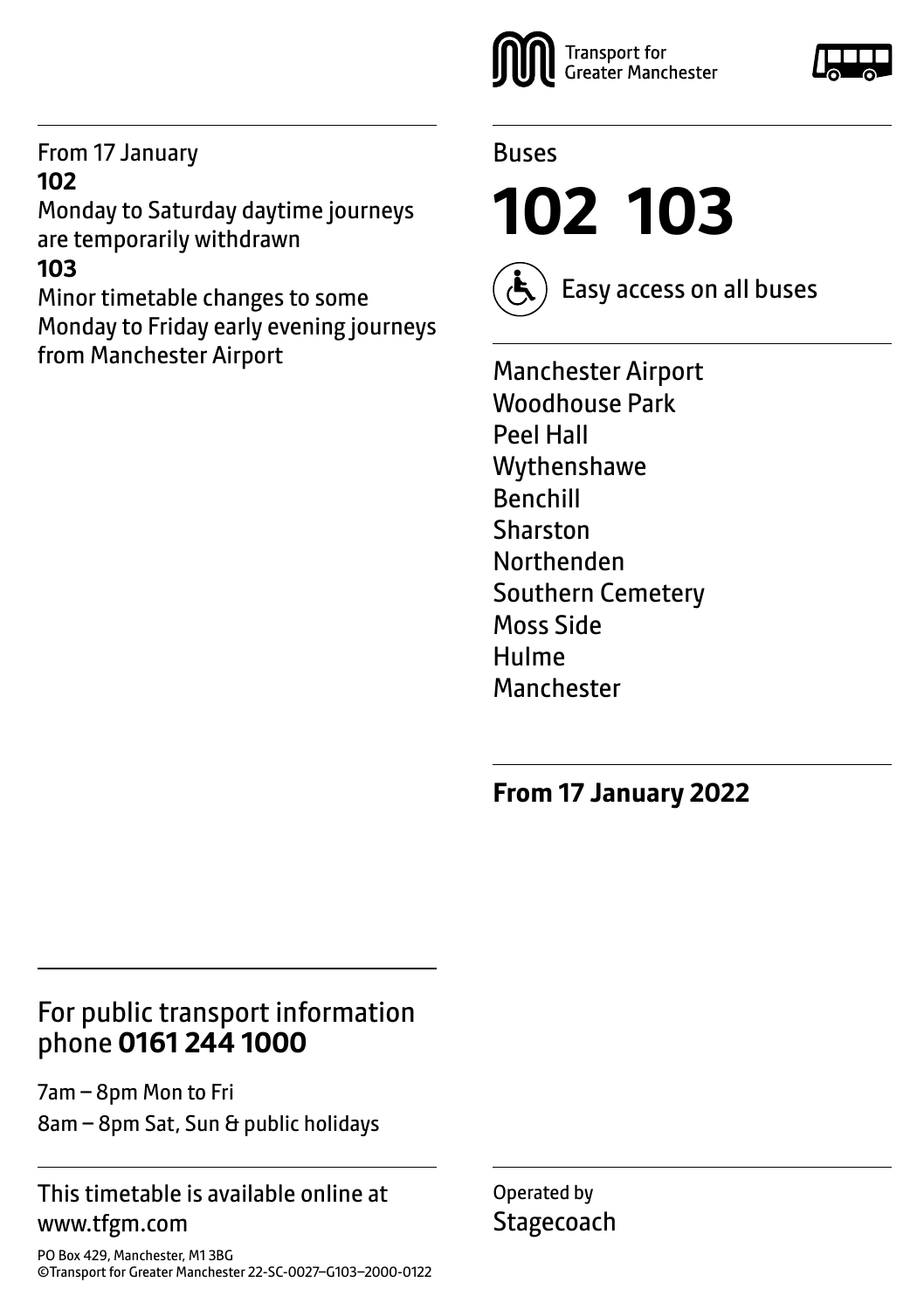From 17 January

**102**

Monday to Saturday daytime journeys are temporarily withdrawn

**103**

Minor timetable changes to some Monday to Friday early evening journeys from Manchester Airport

Transport for Greater Manchester

Buses

# 102 103

Easy access on all buses

Manchester Airport
Woodhouse Park
Peel Hall
Wythenshawe
Benchill
Sharston
Northenden
Southern Cemetery
Moss Side
Hulme
Manchester

**From 17 January 2022**

## For public transport information phone **0161 244 1000**

7am – 8pm Mon to Fri

8am – 8pm Sat, Sun & public holidays

This timetable is available online at www.tfgm.com

PO Box 429, Manchester, M1 3BG
©Transport for Greater Manchester 22-SC-0027–G103–2000-0122

Operated by
Stagecoach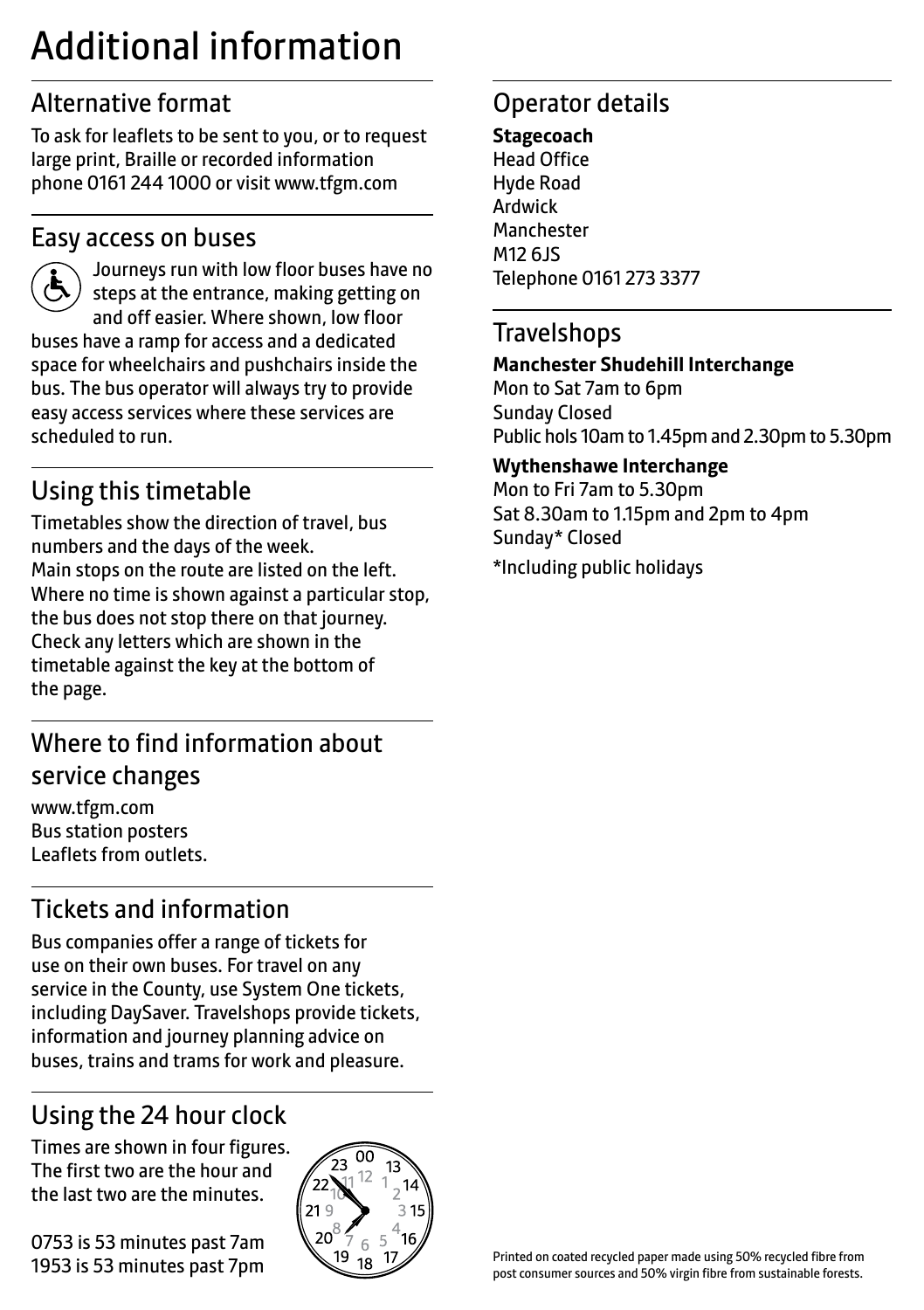# Additional information

## Alternative format

To ask for leaflets to be sent to you, or to request large print, Braille or recorded information phone 0161 244 1000 or visit www.tfgm.com

## Easy access on buses

Journeys run with low floor buses have no steps at the entrance, making getting on and off easier. Where shown, low floor buses have a ramp for access and a dedicated space for wheelchairs and pushchairs inside the bus. The bus operator will always try to provide easy access services where these services are scheduled to run.

## Using this timetable

Timetables show the direction of travel, bus numbers and the days of the week.
Main stops on the route are listed on the left. Where no time is shown against a particular stop, the bus does not stop there on that journey. Check any letters which are shown in the timetable against the key at the bottom of the page.

## Where to find information about service changes

www.tfgm.com
Bus station posters
Leaflets from outlets.

## Tickets and information

Bus companies offer a range of tickets for use on their own buses. For travel on any service in the County, use System One tickets, including DaySaver. Travelshops provide tickets, information and journey planning advice on buses, trains and trams for work and pleasure.

## Using the 24 hour clock

Times are shown in four figures. The first two are the hour and the last two are the minutes.

0753 is 53 minutes past 7am
1953 is 53 minutes past 7pm

## Operator details

**Stagecoach**
Head Office
Hyde Road
Ardwick
Manchester
M12 6JS
Telephone 0161 273 3377

## Travelshops

**Manchester Shudehill Interchange**
Mon to Sat 7am to 6pm
Sunday Closed
Public hols 10am to 1.45pm and 2.30pm to 5.30pm

**Wythenshawe Interchange**
Mon to Fri 7am to 5.30pm
Sat 8.30am to 1.15pm and 2pm to 4pm
Sunday* Closed

*Including public holidays

Printed on coated recycled paper made using 50% recycled fibre from post consumer sources and 50% virgin fibre from sustainable forests.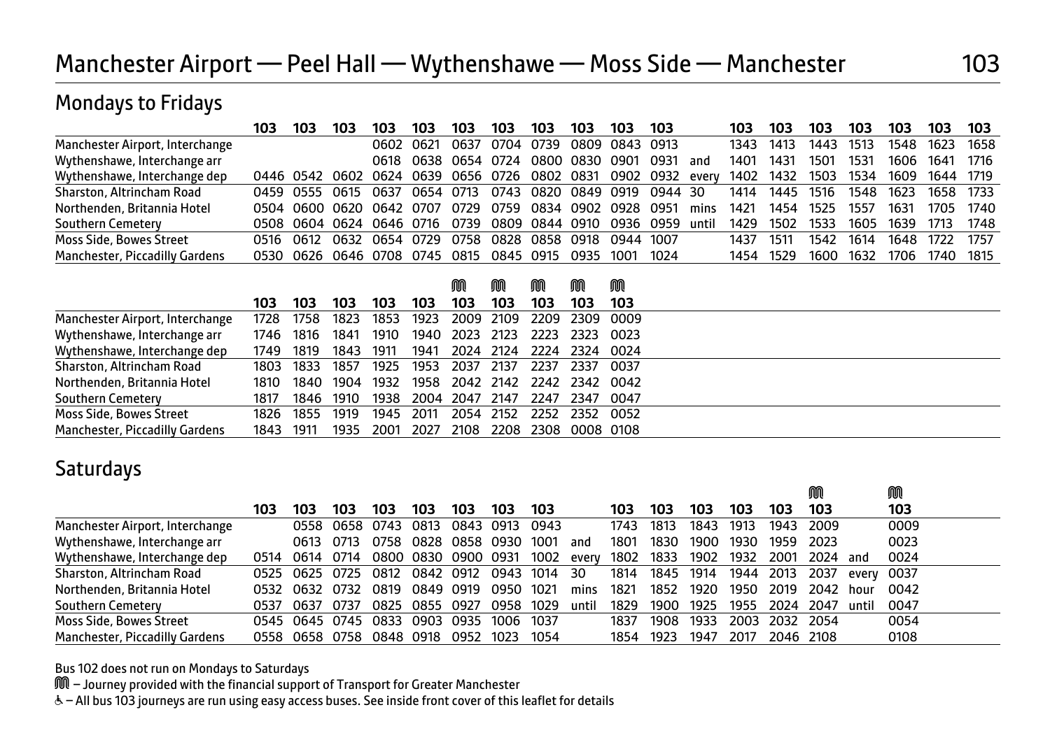# Manchester Airport — Peel Hall — Wythenshawe — Moss Side — Manchester

## 103

### Mondays to Fridays

| | 103 | 103 | 103 | 103 | 103 | 103 | 103 | 103 | 103 | 103 | 103 | | 103 | 103 | 103 | 103 | 103 | 103 | 103 |
|---|---|---|---|---|---|---|---|---|---|---|---|---|---|---|---|---|---|---|---|
| Manchester Airport, Interchange | | | | 0602 | 0621 | 0637 | 0704 | 0739 | 0809 | 0843 | 0913 | | 1343 | 1413 | 1443 | 1513 | 1548 | 1623 | 1658 |
| Wythenshawe, Interchange arr | | | | 0618 | 0638 | 0654 | 0724 | 0800 | 0830 | 0901 | 0931 | and | 1401 | 1431 | 1501 | 1531 | 1606 | 1641 | 1716 |
| Wythenshawe, Interchange dep | 0446 | 0542 | 0602 | 0624 | 0639 | 0656 | 0726 | 0802 | 0831 | 0902 | 0932 | every | 1402 | 1432 | 1503 | 1534 | 1609 | 1644 | 1719 |
| Sharston, Altrincham Road | 0459 | 0555 | 0615 | 0637 | 0654 | 0713 | 0743 | 0820 | 0849 | 0919 | 0944 | 30 | 1414 | 1445 | 1516 | 1548 | 1623 | 1658 | 1733 |
| Northenden, Britannia Hotel | 0504 | 0600 | 0620 | 0642 | 0707 | 0729 | 0759 | 0834 | 0902 | 0928 | 0951 | mins | 1421 | 1454 | 1525 | 1557 | 1631 | 1705 | 1740 |
| Southern Cemetery | 0508 | 0604 | 0624 | 0646 | 0716 | 0739 | 0809 | 0844 | 0910 | 0936 | 0959 | until | 1429 | 1502 | 1533 | 1605 | 1639 | 1713 | 1748 |
| Moss Side, Bowes Street | 0516 | 0612 | 0632 | 0654 | 0729 | 0758 | 0828 | 0858 | 0918 | 0944 | 1007 | | 1437 | 1511 | 1542 | 1614 | 1648 | 1722 | 1757 |
| Manchester, Piccadilly Gardens | 0530 | 0626 | 0646 | 0708 | 0745 | 0815 | 0845 | 0915 | 0935 | 1001 | 1024 | | 1454 | 1529 | 1600 | 1632 | 1706 | 1740 | 1815 |

| | | | | | | Ⓜ | Ⓜ | Ⓜ | Ⓜ | Ⓜ |
|---|---|---|---|---|---|---|---|---|---|---|
| | 103 | 103 | 103 | 103 | 103 | 103 | 103 | 103 | 103 | 103 |
| Manchester Airport, Interchange | 1728 | 1758 | 1823 | 1853 | 1923 | 2009 | 2109 | 2209 | 2309 | 0009 |
| Wythenshawe, Interchange arr | 1746 | 1816 | 1841 | 1910 | 1940 | 2023 | 2123 | 2223 | 2323 | 0023 |
| Wythenshawe, Interchange dep | 1749 | 1819 | 1843 | 1911 | 1941 | 2024 | 2124 | 2224 | 2324 | 0024 |
| Sharston, Altrincham Road | 1803 | 1833 | 1857 | 1925 | 1953 | 2037 | 2137 | 2237 | 2337 | 0037 |
| Northenden, Britannia Hotel | 1810 | 1840 | 1904 | 1932 | 1958 | 2042 | 2142 | 2242 | 2342 | 0042 |
| Southern Cemetery | 1817 | 1846 | 1910 | 1938 | 2004 | 2047 | 2147 | 2247 | 2347 | 0047 |
| Moss Side, Bowes Street | 1826 | 1855 | 1919 | 1945 | 2011 | 2054 | 2152 | 2252 | 2352 | 0052 |
| Manchester, Piccadilly Gardens | 1843 | 1911 | 1935 | 2001 | 2027 | 2108 | 2208 | 2308 | 0008 | 0108 |

### Saturdays

| | | | | | | | | | | | | | | | Ⓜ | | Ⓜ |
|---|---|---|---|---|---|---|---|---|---|---|---|---|---|---|---|---|---|
| | 103 | 103 | 103 | 103 | 103 | 103 | 103 | 103 | | 103 | 103 | 103 | 103 | 103 | 103 | | 103 |
| Manchester Airport, Interchange | | 0558 | 0658 | 0743 | 0813 | 0843 | 0913 | 0943 | | 1743 | 1813 | 1843 | 1913 | 1943 | 2009 | | 0009 |
| Wythenshawe, Interchange arr | | 0613 | 0713 | 0758 | 0828 | 0858 | 0930 | 1001 | and | 1801 | 1830 | 1900 | 1930 | 1959 | 2023 | | 0023 |
| Wythenshawe, Interchange dep | 0514 | 0614 | 0714 | 0800 | 0830 | 0900 | 0931 | 1002 | every | 1802 | 1833 | 1902 | 1932 | 2001 | 2024 | and | 0024 |
| Sharston, Altrincham Road | 0525 | 0625 | 0725 | 0812 | 0842 | 0912 | 0943 | 1014 | 30 | 1814 | 1845 | 1914 | 1944 | 2013 | 2037 | every | 0037 |
| Northenden, Britannia Hotel | 0532 | 0632 | 0732 | 0819 | 0849 | 0919 | 0950 | 1021 | mins | 1821 | 1852 | 1920 | 1950 | 2019 | 2042 | hour | 0042 |
| Southern Cemetery | 0537 | 0637 | 0737 | 0825 | 0855 | 0927 | 0958 | 1029 | until | 1829 | 1900 | 1925 | 1955 | 2024 | 2047 | until | 0047 |
| Moss Side, Bowes Street | 0545 | 0645 | 0745 | 0833 | 0903 | 0935 | 1006 | 1037 | | 1837 | 1908 | 1933 | 2003 | 2032 | 2054 | | 0054 |
| Manchester, Piccadilly Gardens | 0558 | 0658 | 0758 | 0848 | 0918 | 0952 | 1023 | 1054 | | 1854 | 1923 | 1947 | 2017 | 2046 | 2108 | | 0108 |

Bus 102 does not run on Mondays to Saturdays

Ⓜ – Journey provided with the financial support of Transport for Greater Manchester

♿ – All bus 103 journeys are run using easy access buses. See inside front cover of this leaflet for details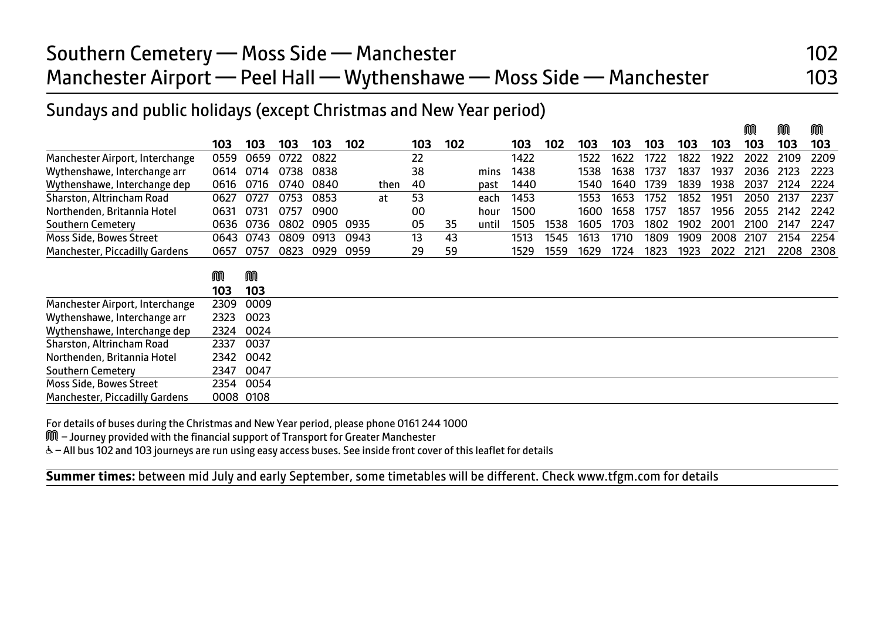# Southern Cemetery — Moss Side — Manchester 102
# Manchester Airport — Peel Hall — Wythenshawe — Moss Side — Manchester 103

## Sundays and public holidays (except Christmas and New Year period)

| | 103 | 103 | 103 | 103 | 102 | | 103 | 102 | | 103 | 102 | 103 | 103 | 103 | 103 | 103 | Ⓜ 103 | Ⓜ 103 | Ⓜ 103 |
|---|---|---|---|---|---|---|---|---|---|---|---|---|---|---|---|---|---|---|---|
| Manchester Airport, Interchange | 0559 | 0659 | 0722 | 0822 | | | 22 | | | 1422 | | 1522 | 1622 | 1722 | 1822 | 1922 | 2022 | 2109 | 2209 |
| Wythenshawe, Interchange arr | 0614 | 0714 | 0738 | 0838 | | | 38 | | mins | 1438 | | 1538 | 1638 | 1737 | 1837 | 1937 | 2036 | 2123 | 2223 |
| Wythenshawe, Interchange dep | 0616 | 0716 | 0740 | 0840 | | then | 40 | | past | 1440 | | 1540 | 1640 | 1739 | 1839 | 1938 | 2037 | 2124 | 2224 |
| Sharston, Altrincham Road | 0627 | 0727 | 0753 | 0853 | | at | 53 | | each | 1453 | | 1553 | 1653 | 1752 | 1852 | 1951 | 2050 | 2137 | 2237 |
| Northenden, Britannia Hotel | 0631 | 0731 | 0757 | 0900 | | | 00 | | hour | 1500 | | 1600 | 1658 | 1757 | 1857 | 1956 | 2055 | 2142 | 2242 |
| Southern Cemetery | 0636 | 0736 | 0802 | 0905 | 0935 | | 05 | 35 | until | 1505 | 1538 | 1605 | 1703 | 1802 | 1902 | 2001 | 2100 | 2147 | 2247 |
| Moss Side, Bowes Street | 0643 | 0743 | 0809 | 0913 | 0943 | | 13 | 43 | | 1513 | 1545 | 1613 | 1710 | 1809 | 1909 | 2008 | 2107 | 2154 | 2254 |
| Manchester, Piccadilly Gardens | 0657 | 0757 | 0823 | 0929 | 0959 | | 29 | 59 | | 1529 | 1559 | 1629 | 1724 | 1823 | 1923 | 2022 | 2121 | 2208 | 2308 |

| | Ⓜ 103 | Ⓜ 103 |
|---|---|---|
| Manchester Airport, Interchange | 2309 | 0009 |
| Wythenshawe, Interchange arr | 2323 | 0023 |
| Wythenshawe, Interchange dep | 2324 | 0024 |
| Sharston, Altrincham Road | 2337 | 0037 |
| Northenden, Britannia Hotel | 2342 | 0042 |
| Southern Cemetery | 2347 | 0047 |
| Moss Side, Bowes Street | 2354 | 0054 |
| Manchester, Piccadilly Gardens | 0008 | 0108 |

For details of buses during the Christmas and New Year period, please phone 0161 244 1000

Ⓜ – Journey provided with the financial support of Transport for Greater Manchester

♿ – All bus 102 and 103 journeys are run using easy access buses. See inside front cover of this leaflet for details

**Summer times:** between mid July and early September, some timetables will be different. Check www.tfgm.com for details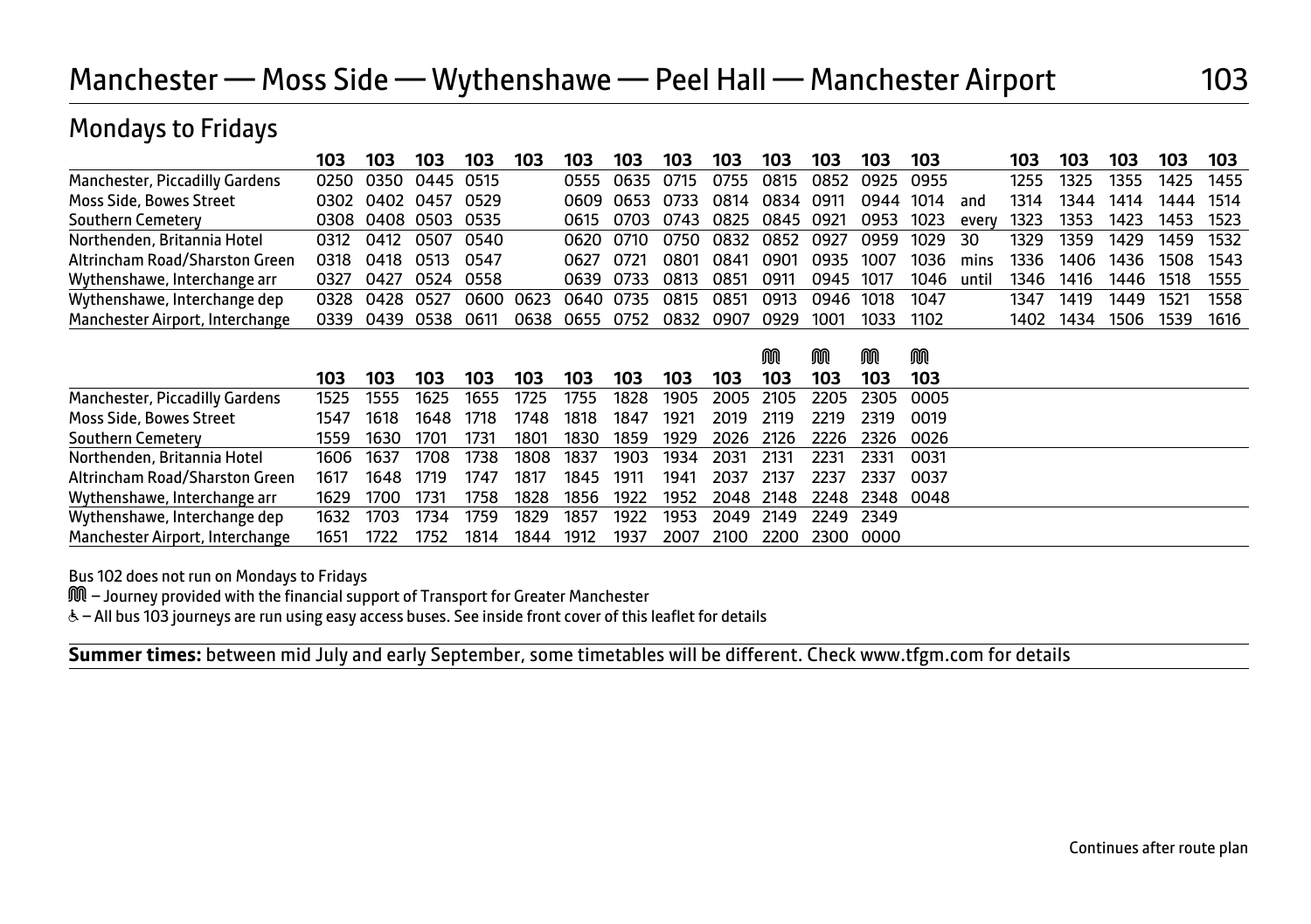# Manchester — Moss Side — Wythenshawe — Peel Hall — Manchester Airport

103

## Mondays to Fridays

| | 103 | 103 | 103 | 103 | 103 | 103 | 103 | 103 | 103 | 103 | 103 | 103 | 103 | | 103 | 103 | 103 | 103 | 103 |
|---|---|---|---|---|---|---|---|---|---|---|---|---|---|---|---|---|---|---|---|
| Manchester, Piccadilly Gardens | 0250 | 0350 | 0445 | 0515 | | 0555 | 0635 | 0715 | 0755 | 0815 | 0852 | 0925 | 0955 | | 1255 | 1325 | 1355 | 1425 | 1455 |
| Moss Side, Bowes Street | 0302 | 0402 | 0457 | 0529 | | 0609 | 0653 | 0733 | 0814 | 0834 | 0911 | 0944 | 1014 | and | 1314 | 1344 | 1414 | 1444 | 1514 |
| Southern Cemetery | 0308 | 0408 | 0503 | 0535 | | 0615 | 0703 | 0743 | 0825 | 0845 | 0921 | 0953 | 1023 | every | 1323 | 1353 | 1423 | 1453 | 1523 |
| Northenden, Britannia Hotel | 0312 | 0412 | 0507 | 0540 | | 0620 | 0710 | 0750 | 0832 | 0852 | 0927 | 0959 | 1029 | 30 | 1329 | 1359 | 1429 | 1459 | 1532 |
| Altrincham Road/Sharston Green | 0318 | 0418 | 0513 | 0547 | | 0627 | 0721 | 0801 | 0841 | 0901 | 0935 | 1007 | 1036 | mins | 1336 | 1406 | 1436 | 1508 | 1543 |
| Wythenshawe, Interchange arr | 0327 | 0427 | 0524 | 0558 | | 0639 | 0733 | 0813 | 0851 | 0911 | 0945 | 1017 | 1046 | until | 1346 | 1416 | 1446 | 1518 | 1555 |
| Wythenshawe, Interchange dep | 0328 | 0428 | 0527 | 0600 | 0623 | 0640 | 0735 | 0815 | 0851 | 0913 | 0946 | 1018 | 1047 | | 1347 | 1419 | 1449 | 1521 | 1558 |
| Manchester Airport, Interchange | 0339 | 0439 | 0538 | 0611 | 0638 | 0655 | 0752 | 0832 | 0907 | 0929 | 1001 | 1033 | 1102 | | 1402 | 1434 | 1506 | 1539 | 1616 |

| | | | | | | | | | | M | M | M | M |
|---|---|---|---|---|---|---|---|---|---|---|---|---|---|
| | 103 | 103 | 103 | 103 | 103 | 103 | 103 | 103 | 103 | 103 | 103 | 103 | 103 |
| Manchester, Piccadilly Gardens | 1525 | 1555 | 1625 | 1655 | 1725 | 1755 | 1828 | 1905 | 2005 | 2105 | 2205 | 2305 | 0005 |
| Moss Side, Bowes Street | 1547 | 1618 | 1648 | 1718 | 1748 | 1818 | 1847 | 1921 | 2019 | 2119 | 2219 | 2319 | 0019 |
| Southern Cemetery | 1559 | 1630 | 1701 | 1731 | 1801 | 1830 | 1859 | 1929 | 2026 | 2126 | 2226 | 2326 | 0026 |
| Northenden, Britannia Hotel | 1606 | 1637 | 1708 | 1738 | 1808 | 1837 | 1903 | 1934 | 2031 | 2131 | 2231 | 2331 | 0031 |
| Altrincham Road/Sharston Green | 1617 | 1648 | 1719 | 1747 | 1817 | 1845 | 1911 | 1941 | 2037 | 2137 | 2237 | 2337 | 0037 |
| Wythenshawe, Interchange arr | 1629 | 1700 | 1731 | 1758 | 1828 | 1856 | 1922 | 1952 | 2048 | 2148 | 2248 | 2348 | 0048 |
| Wythenshawe, Interchange dep | 1632 | 1703 | 1734 | 1759 | 1829 | 1857 | 1922 | 1953 | 2049 | 2149 | 2249 | 2349 | |
| Manchester Airport, Interchange | 1651 | 1722 | 1752 | 1814 | 1844 | 1912 | 1937 | 2007 | 2100 | 2200 | 2300 | 0000 | |

Bus 102 does not run on Mondays to Fridays

M – Journey provided with the financial support of Transport for Greater Manchester

♿ – All bus 103 journeys are run using easy access buses. See inside front cover of this leaflet for details

**Summer times:** between mid July and early September, some timetables will be different. Check www.tfgm.com for details

Continues after route plan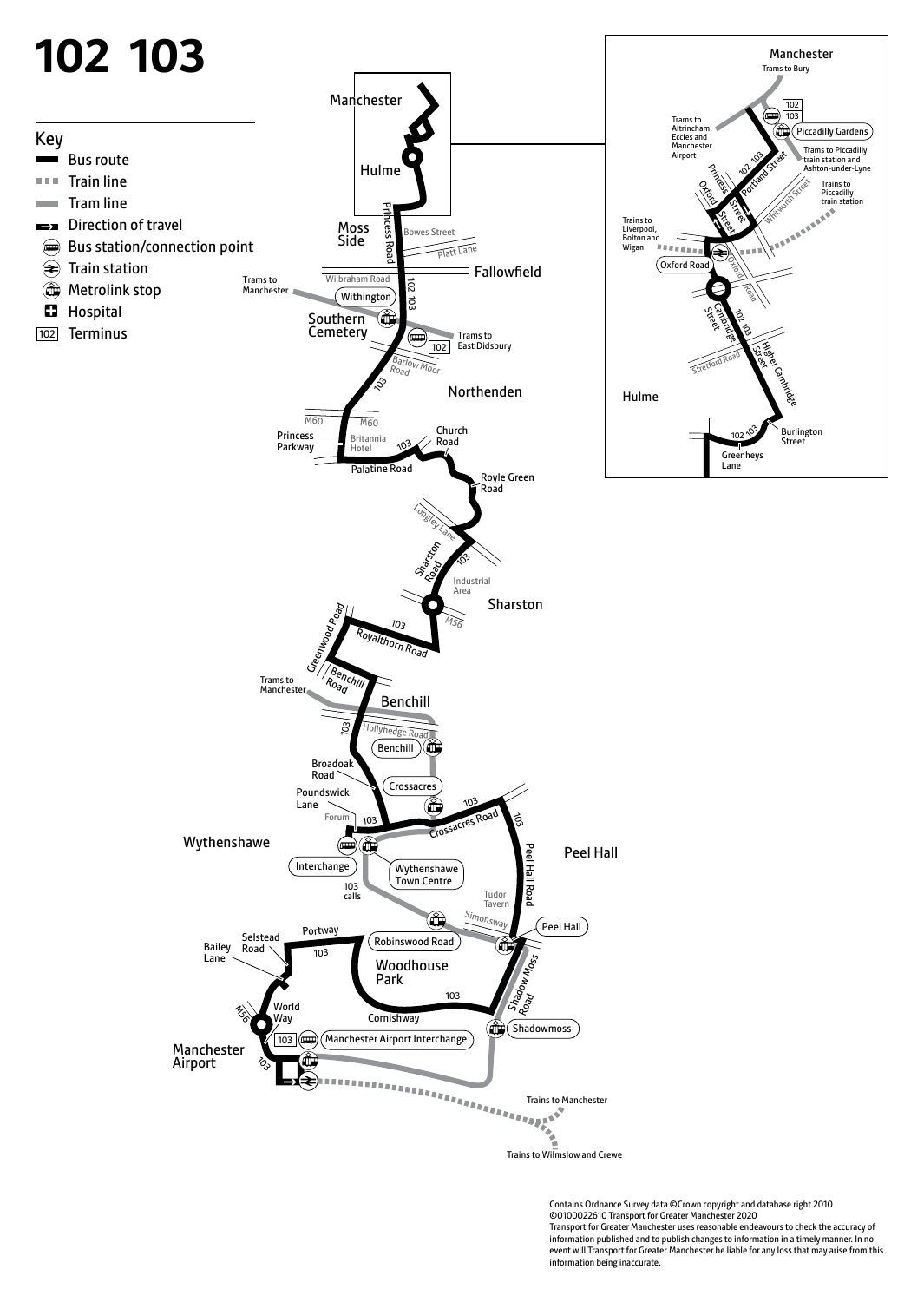# 102 103

## Key

- Bus route
- Train line
- Tram line
- Direction of travel
- Bus station/connection point
- Train station
- Metrolink stop
- Hospital
- 102 Terminus

Manchester

Hulme

Moss Side

Princess Road

Bowes Street

Platt Lane

Fallowfield

Wilbraham Road

Trams to Manchester

Withington

Southern Cemetery

102

Trams to East Didsbury

Barlow Moor Road

Northenden

M60

Princess Parkway

Britannia Hotel

Church Road

Palatine Road

Royle Green Road

Longley Lane

Sharston Road

Industrial Area

Sharston

M56

Greenwood Road

Royalthorn Road

Benchill Road

Trams to Manchester

Benchill

Hollyhedge Road

Benchill

Broadoak Road

Crossacres

Poundswick Lane

Forum

Crossacres Road

Wythenshawe

Interchange

Wythenshawe Town Centre

103 calls

Peel Hall

Peel Hall Road

Tudor Tavern

Simonsway

Peel Hall

Portway

Selstead Road

Bailey Lane

Robinswood Road

Woodhouse Park

Shadow Moss Road

World Way

Cornishway

Shadowmoss

Manchester Airport

103

Manchester Airport Interchange

Trains to Manchester

Trains to Wilmslow and Crewe

Manchester

Trams to Bury

102 103

Piccadilly Gardens

Trams to Altrincham, Eccles and Manchester Airport

Trams to Piccadilly train station and Ashton-under-Lyne

Portland Street

Princess Street

Oxford Street

Whitworth Street

Trains to Piccadilly train station

Trains to Liverpool, Bolton and Wigan

Oxford Road

Oxford Road

Cambridge Street

Higher Cambridge Street

Stretford Road

Hulme

Burlington Street

Greenheys Lane

Contains Ordnance Survey data ©Crown copyright and database right 2010
©0100022610 Transport for Greater Manchester 2020
Transport for Greater Manchester uses reasonable endeavours to check the accuracy of information published and to publish changes to information in a timely manner. In no event will Transport for Greater Manchester be liable for any loss that may arise from this information being inaccurate.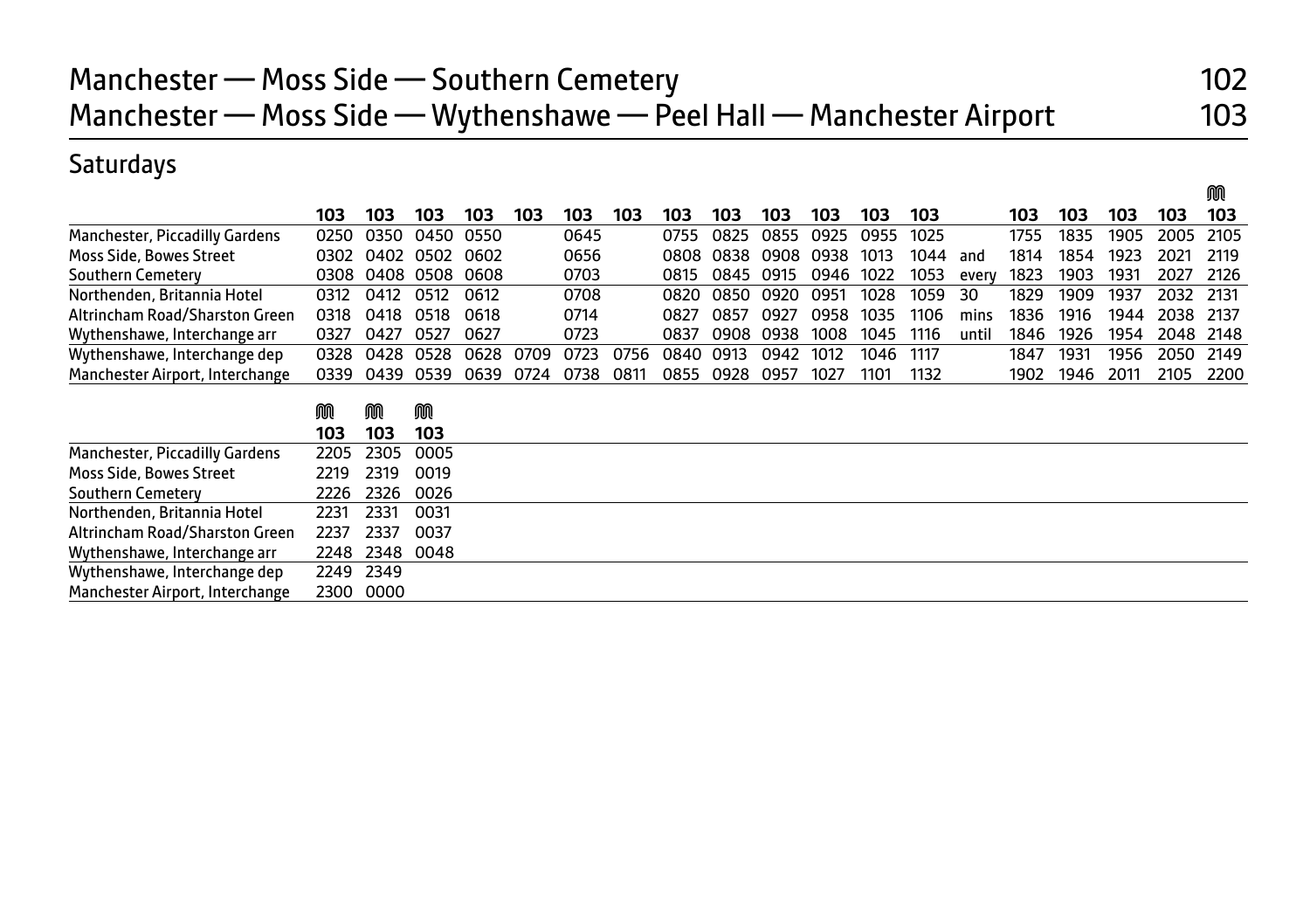# Manchester — Moss Side — Southern Cemetery 102
# Manchester — Moss Side — Wythenshawe — Peel Hall — Manchester Airport 103

## Saturdays

| | 103 | 103 | 103 | 103 | 103 | 103 | 103 | 103 | 103 | 103 | 103 | 103 | 103 | | 103 | 103 | 103 | 103 | Ⓜ 103 |
|---|---|---|---|---|---|---|---|---|---|---|---|---|---|---|---|---|---|---|---|
| Manchester, Piccadilly Gardens | 0250 | 0350 | 0450 | 0550 | | 0645 | | 0755 | 0825 | 0855 | 0925 | 0955 | 1025 | | 1755 | 1835 | 1905 | 2005 | 2105 |
| Moss Side, Bowes Street | 0302 | 0402 | 0502 | 0602 | | 0656 | | 0808 | 0838 | 0908 | 0938 | 1013 | 1044 | and | 1814 | 1854 | 1923 | 2021 | 2119 |
| Southern Cemetery | 0308 | 0408 | 0508 | 0608 | | 0703 | | 0815 | 0845 | 0915 | 0946 | 1022 | 1053 | every | 1823 | 1903 | 1931 | 2027 | 2126 |
| Northenden, Britannia Hotel | 0312 | 0412 | 0512 | 0612 | | 0708 | | 0820 | 0850 | 0920 | 0951 | 1028 | 1059 | 30 | 1829 | 1909 | 1937 | 2032 | 2131 |
| Altrincham Road/Sharston Green | 0318 | 0418 | 0518 | 0618 | | 0714 | | 0827 | 0857 | 0927 | 0958 | 1035 | 1106 | mins | 1836 | 1916 | 1944 | 2038 | 2137 |
| Wythenshawe, Interchange arr | 0327 | 0427 | 0527 | 0627 | | 0723 | | 0837 | 0908 | 0938 | 1008 | 1045 | 1116 | until | 1846 | 1926 | 1954 | 2048 | 2148 |
| Wythenshawe, Interchange dep | 0328 | 0428 | 0528 | 0628 | 0709 | 0723 | 0756 | 0840 | 0913 | 0942 | 1012 | 1046 | 1117 | | 1847 | 1931 | 1956 | 2050 | 2149 |
| Manchester Airport, Interchange | 0339 | 0439 | 0539 | 0639 | 0724 | 0738 | 0811 | 0855 | 0928 | 0957 | 1027 | 1101 | 1132 | | 1902 | 1946 | 2011 | 2105 | 2200 |

| | Ⓜ 103 | Ⓜ 103 | Ⓜ 103 |
|---|---|---|---|
| Manchester, Piccadilly Gardens | 2205 | 2305 | 0005 |
| Moss Side, Bowes Street | 2219 | 2319 | 0019 |
| Southern Cemetery | 2226 | 2326 | 0026 |
| Northenden, Britannia Hotel | 2231 | 2331 | 0031 |
| Altrincham Road/Sharston Green | 2237 | 2337 | 0037 |
| Wythenshawe, Interchange arr | 2248 | 2348 | 0048 |
| Wythenshawe, Interchange dep | 2249 | 2349 | |
| Manchester Airport, Interchange | 2300 | 0000 | |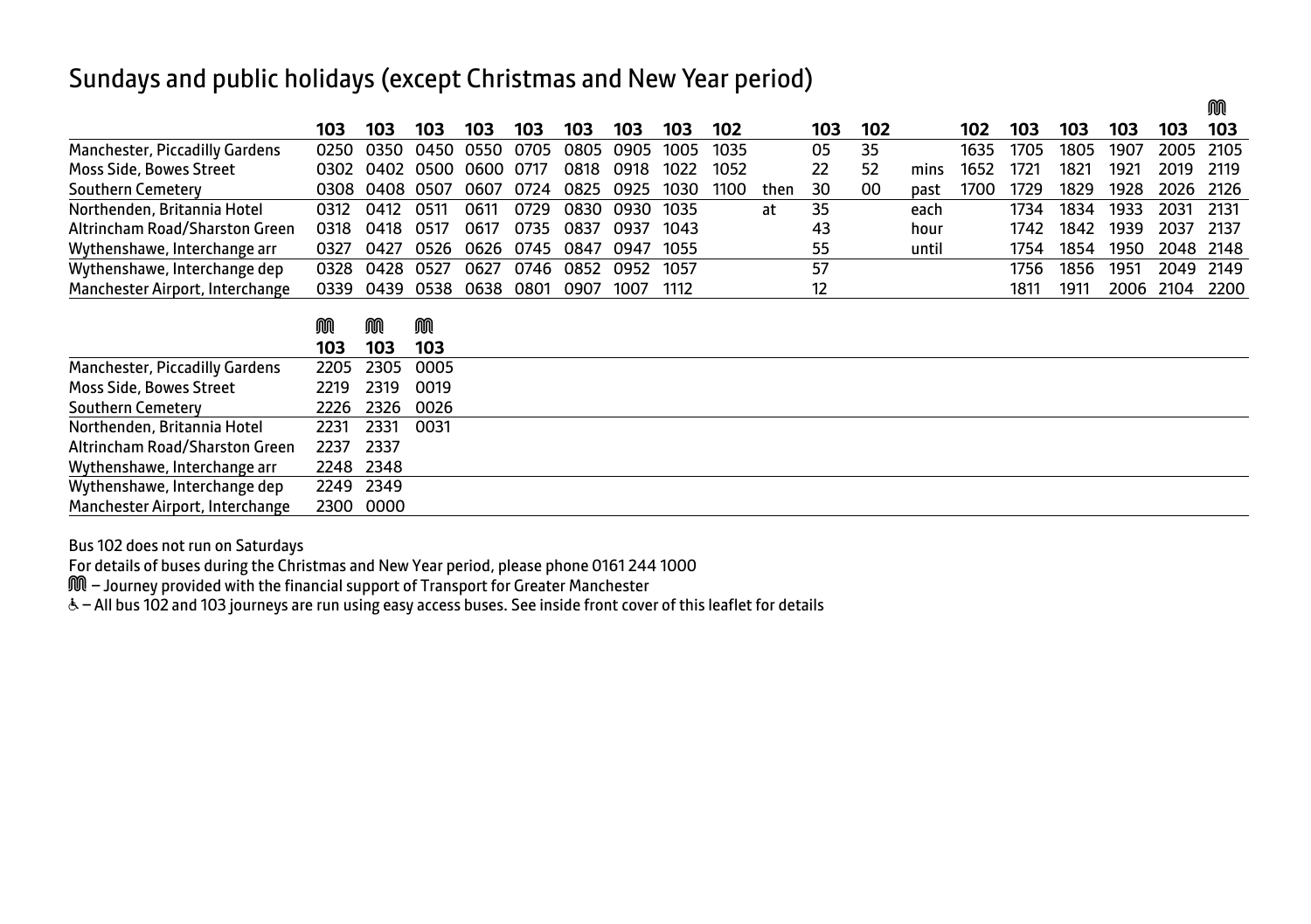# Sundays and public holidays (except Christmas and New Year period)

| | 103 | 103 | 103 | 103 | 103 | 103 | 103 | 103 | 102 | | 103 | 102 | | 102 | 103 | 103 | 103 | 103 | Ⓜ 103 |
|---|---|---|---|---|---|---|---|---|---|---|---|---|---|---|---|---|---|---|---|
| Manchester, Piccadilly Gardens | 0250 | 0350 | 0450 | 0550 | 0705 | 0805 | 0905 | 1005 | 1035 | | 05 | 35 | | 1635 | 1705 | 1805 | 1907 | 2005 | 2105 |
| Moss Side, Bowes Street | 0302 | 0402 | 0500 | 0600 | 0717 | 0818 | 0918 | 1022 | 1052 | | 22 | 52 | mins | 1652 | 1721 | 1821 | 1921 | 2019 | 2119 |
| Southern Cemetery | 0308 | 0408 | 0507 | 0607 | 0724 | 0825 | 0925 | 1030 | 1100 | then | 30 | 00 | past | 1700 | 1729 | 1829 | 1928 | 2026 | 2126 |
| Northenden, Britannia Hotel | 0312 | 0412 | 0511 | 0611 | 0729 | 0830 | 0930 | 1035 | | at | 35 | | each | | 1734 | 1834 | 1933 | 2031 | 2131 |
| Altrincham Road/Sharston Green | 0318 | 0418 | 0517 | 0617 | 0735 | 0837 | 0937 | 1043 | | | 43 | | hour | | 1742 | 1842 | 1939 | 2037 | 2137 |
| Wythenshawe, Interchange arr | 0327 | 0427 | 0526 | 0626 | 0745 | 0847 | 0947 | 1055 | | | 55 | | until | | 1754 | 1854 | 1950 | 2048 | 2148 |
| Wythenshawe, Interchange dep | 0328 | 0428 | 0527 | 0627 | 0746 | 0852 | 0952 | 1057 | | | 57 | | | | 1756 | 1856 | 1951 | 2049 | 2149 |
| Manchester Airport, Interchange | 0339 | 0439 | 0538 | 0638 | 0801 | 0907 | 1007 | 1112 | | | 12 | | | | 1811 | 1911 | 2006 | 2104 | 2200 |

| | Ⓜ 103 | Ⓜ 103 | Ⓜ 103 |
|---|---|---|---|
| Manchester, Piccadilly Gardens | 2205 | 2305 | 0005 |
| Moss Side, Bowes Street | 2219 | 2319 | 0019 |
| Southern Cemetery | 2226 | 2326 | 0026 |
| Northenden, Britannia Hotel | 2231 | 2331 | 0031 |
| Altrincham Road/Sharston Green | 2237 | 2337 | |
| Wythenshawe, Interchange arr | 2248 | 2348 | |
| Wythenshawe, Interchange dep | 2249 | 2349 | |
| Manchester Airport, Interchange | 2300 | 0000 | |

Bus 102 does not run on Saturdays

For details of buses during the Christmas and New Year period, please phone 0161 244 1000

Ⓜ – Journey provided with the financial support of Transport for Greater Manchester

♿ – All bus 102 and 103 journeys are run using easy access buses. See inside front cover of this leaflet for details